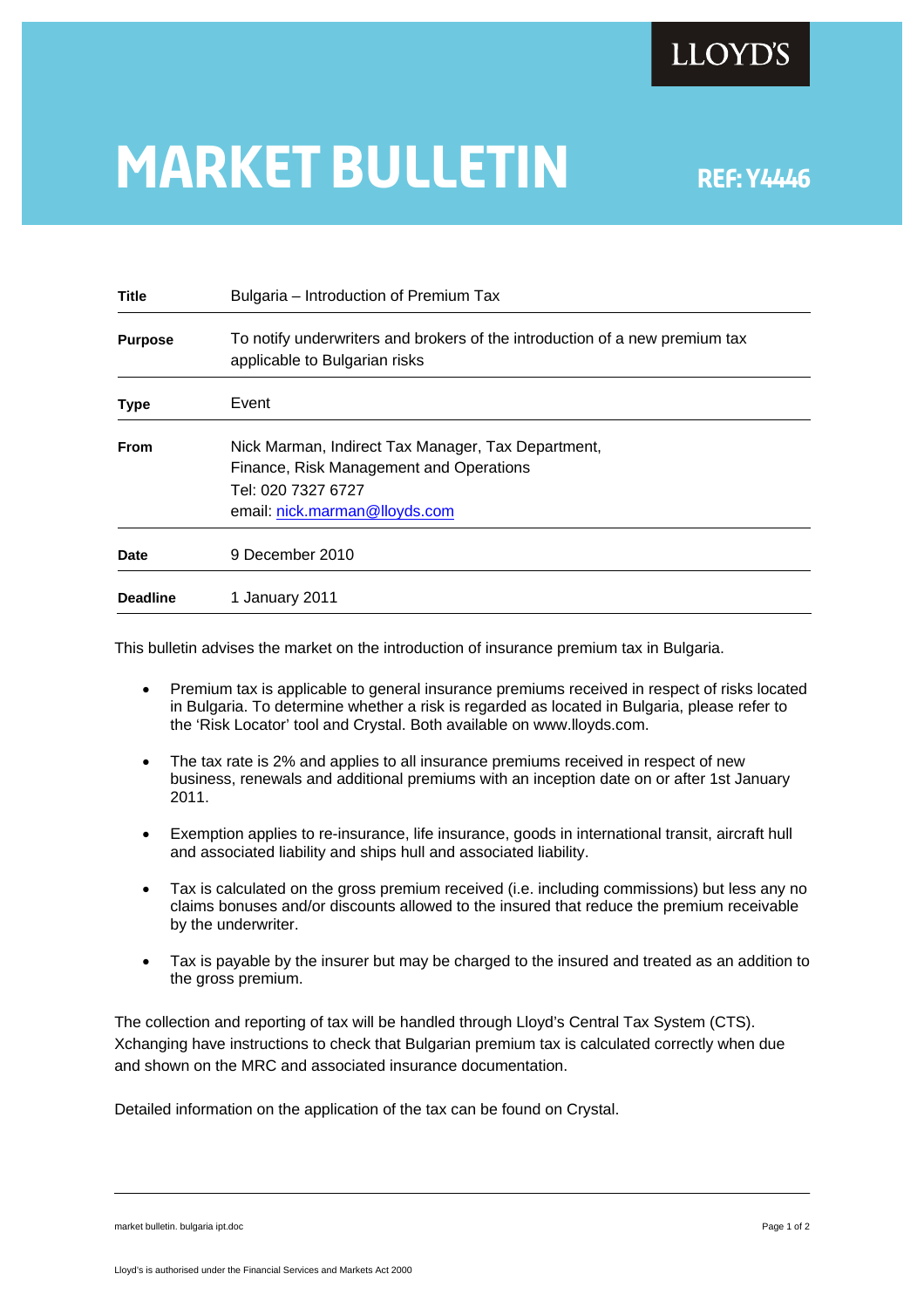LLOYD'S

# MARKET BULLETIN

**REF: Y4446**

| | |
|---|---|
| **Title** | Bulgaria – Introduction of Premium Tax |
| **Purpose** | To notify underwriters and brokers of the introduction of a new premium tax applicable to Bulgarian risks |
| **Type** | Event |
| **From** | Nick Marman, Indirect Tax Manager, Tax Department, Finance, Risk Management and Operations<br>Tel: 020 7327 6727<br>email: nick.marman@lloyds.com |
| **Date** | 9 December 2010 |
| **Deadline** | 1 January 2011 |

This bulletin advises the market on the introduction of insurance premium tax in Bulgaria.

- Premium tax is applicable to general insurance premiums received in respect of risks located in Bulgaria. To determine whether a risk is regarded as located in Bulgaria, please refer to the 'Risk Locator' tool and Crystal. Both available on www.lloyds.com.

- The tax rate is 2% and applies to all insurance premiums received in respect of new business, renewals and additional premiums with an inception date on or after 1st January 2011.

- Exemption applies to re-insurance, life insurance, goods in international transit, aircraft hull and associated liability and ships hull and associated liability.

- Tax is calculated on the gross premium received (i.e. including commissions) but less any no claims bonuses and/or discounts allowed to the insured that reduce the premium receivable by the underwriter.

- Tax is payable by the insurer but may be charged to the insured and treated as an addition to the gross premium.

The collection and reporting of tax will be handled through Lloyd's Central Tax System (CTS). Xchanging have instructions to check that Bulgarian premium tax is calculated correctly when due and shown on the MRC and associated insurance documentation.

Detailed information on the application of the tax can be found on Crystal.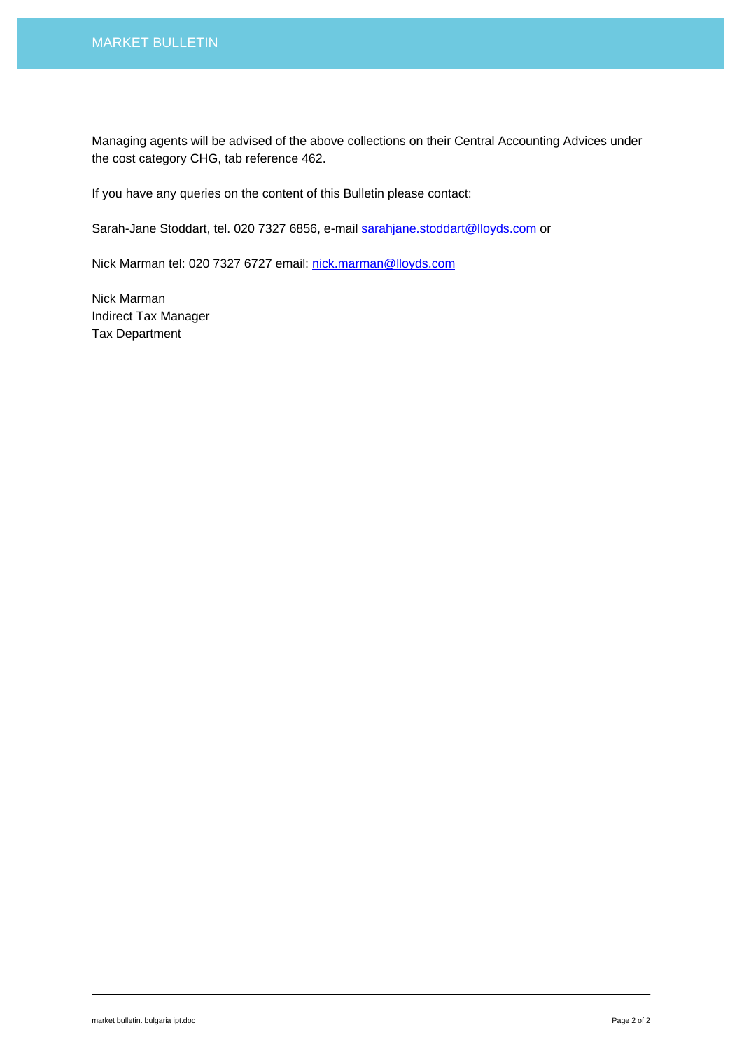Managing agents will be advised of the above collections on their Central Accounting Advices under the cost category CHG, tab reference 462.

If you have any queries on the content of this Bulletin please contact:

Sarah-Jane Stoddart, tel. 020 7327 6856, e-mail sarahjane.stoddart@lloyds.com or

Nick Marman tel: 020 7327 6727 email: nick.marman@lloyds.com

Nick Marman
Indirect Tax Manager
Tax Department